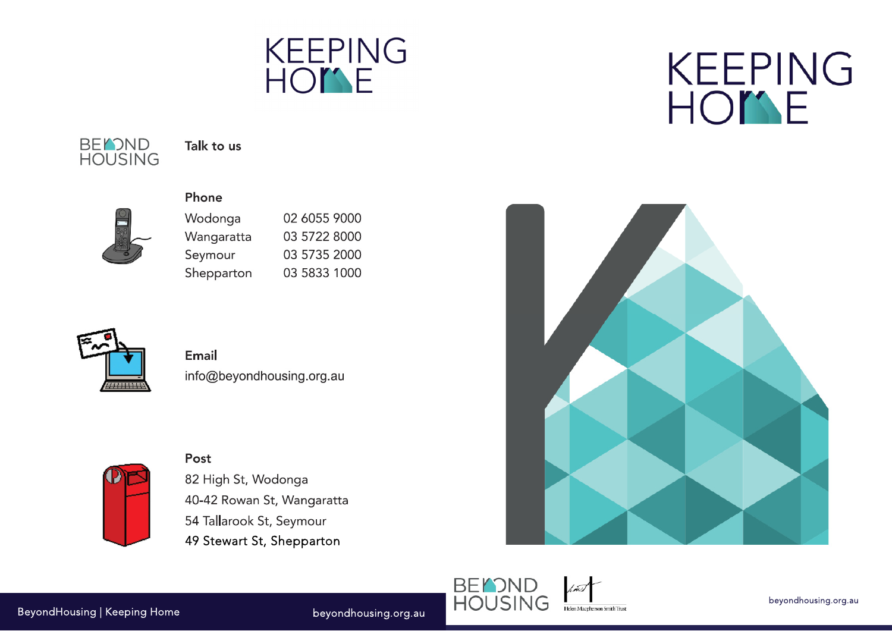# KEEPING HOME

BEYOND HOUSING

## Talk to us

### Phone

| | |
|---|---|
| Wodonga | 02 6055 9000 |
| Wangaratta | 03 5722 8000 |
| Seymour | 03 5735 2000 |
| Shepparton | 03 5833 1000 |

### Email

info@beyondhousing.org.au

### Post

82 High St, Wodonga
40-42 Rowan St, Wangaratta
54 Tallarook St, Seymour
49 Stewart St, Shepparton

# KEEPING HOME

BEYOND HOUSING

Helen Macpherson Smith Trust

beyondhousing.org.au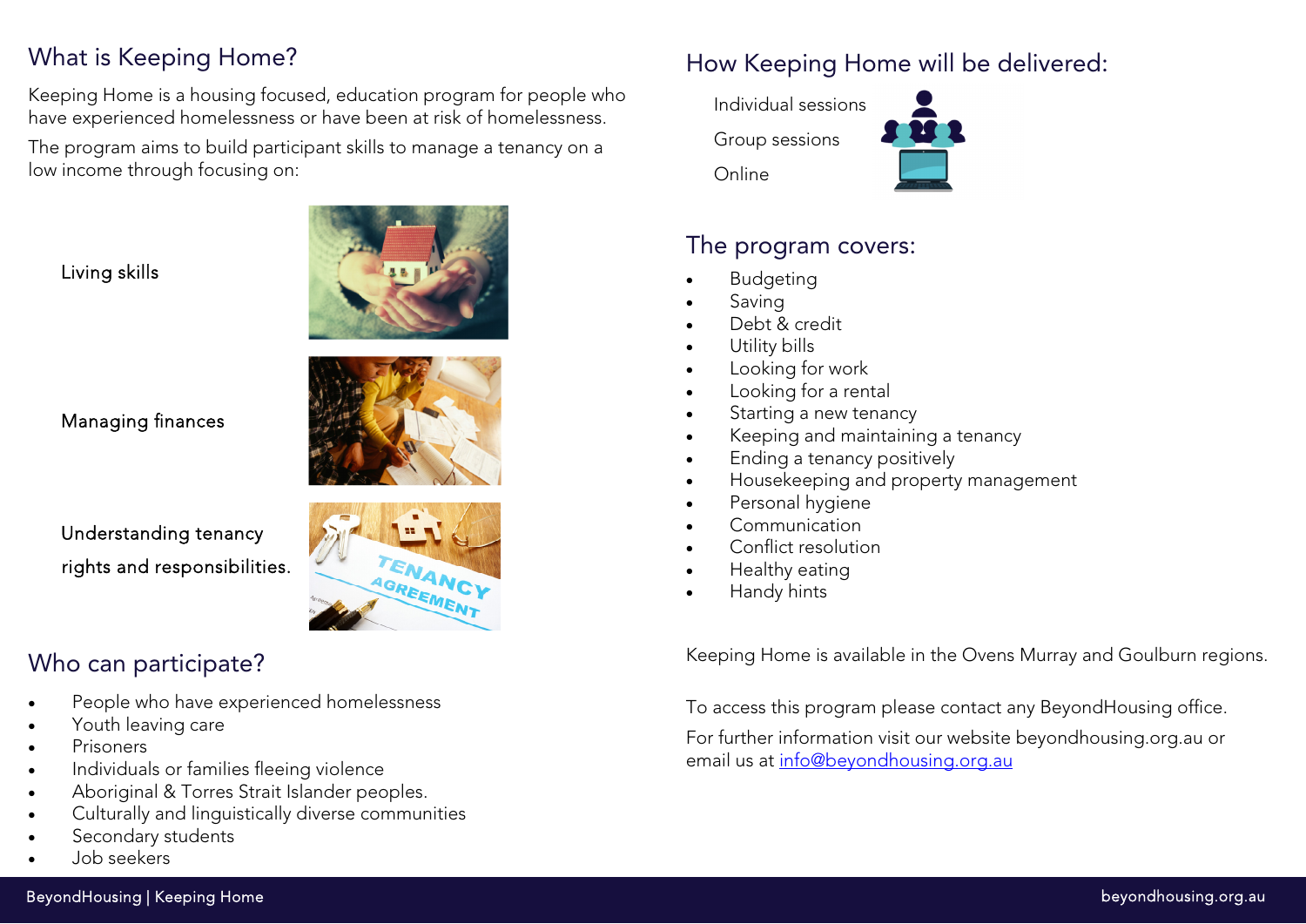## What is Keeping Home?

Keeping Home is a housing focused, education program for people who have experienced homelessness or have been at risk of homelessness.

The program aims to build participant skills to manage a tenancy on a low income through focusing on:

Living skills

Managing finances

Understanding tenancy rights and responsibilities.

## Who can participate?

- People who have experienced homelessness
- Youth leaving care
- Prisoners
- Individuals or families fleeing violence
- Aboriginal & Torres Strait Islander peoples.
- Culturally and linguistically diverse communities
- Secondary students
- Job seekers

## How Keeping Home will be delivered:

Individual sessions

Group sessions

Online

## The program covers:

- Budgeting
- Saving
- Debt & credit
- Utility bills
- Looking for work
- Looking for a rental
- Starting a new tenancy
- Keeping and maintaining a tenancy
- Ending a tenancy positively
- Housekeeping and property management
- Personal hygiene
- Communication
- Conflict resolution
- Healthy eating
- Handy hints

Keeping Home is available in the Ovens Murray and Goulburn regions.

To access this program please contact any BeyondHousing office.

For further information visit our website beyondhousing.org.au or email us at info@beyondhousing.org.au